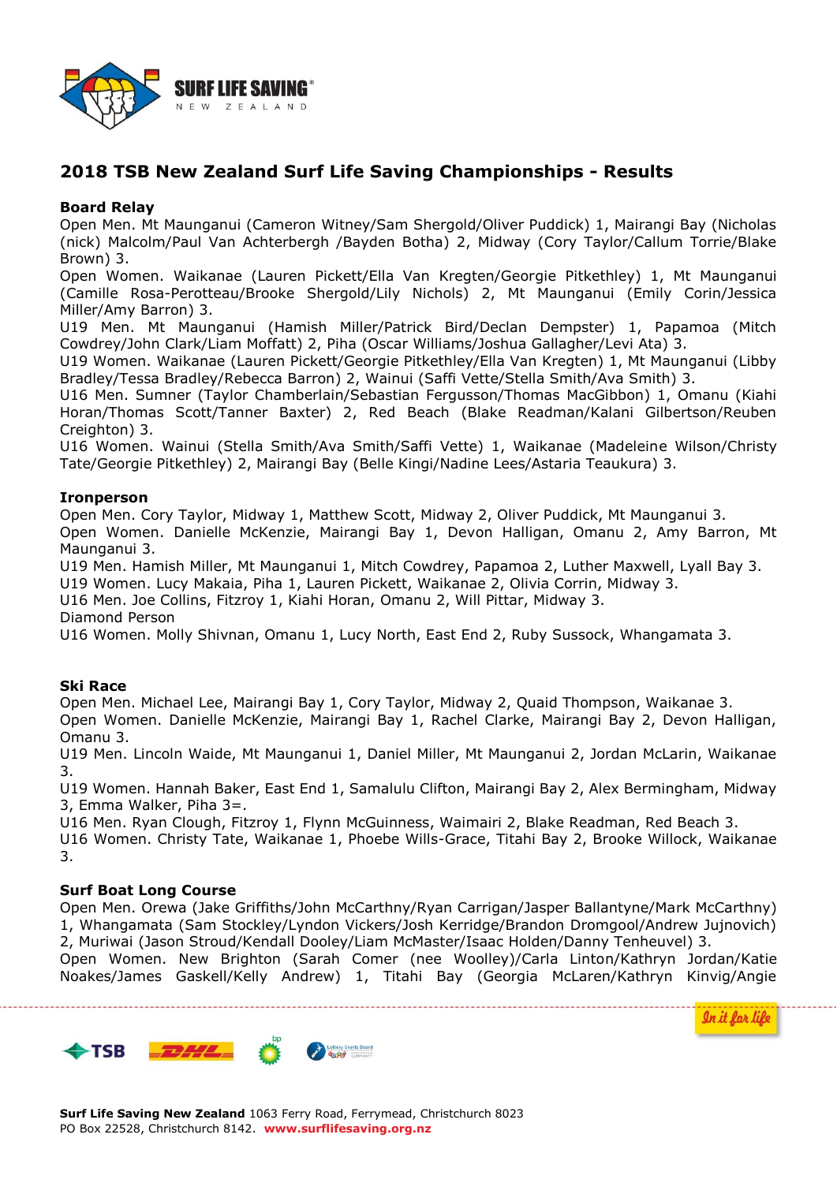# 2018 TSB New Zealand Surf Life Saving Championships - Results

**Board Relay**

Open Men. Mt Maunganui (Cameron Witney/Sam Shergold/Oliver Puddick) 1, Mairangi Bay (Nicholas (nick) Malcolm/Paul Van Achterbergh /Bayden Botha) 2, Midway (Cory Taylor/Callum Torrie/Blake Brown) 3.

Open Women. Waikanae (Lauren Pickett/Ella Van Kregten/Georgie Pitkethley) 1, Mt Maunganui (Camille Rosa-Perotteau/Brooke Shergold/Lily Nichols) 2, Mt Maunganui (Emily Corin/Jessica Miller/Amy Barron) 3.

U19 Men. Mt Maunganui (Hamish Miller/Patrick Bird/Declan Dempster) 1, Papamoa (Mitch Cowdrey/John Clark/Liam Moffatt) 2, Piha (Oscar Williams/Joshua Gallagher/Levi Ata) 3.

U19 Women. Waikanae (Lauren Pickett/Georgie Pitkethley/Ella Van Kregten) 1, Mt Maunganui (Libby Bradley/Tessa Bradley/Rebecca Barron) 2, Wainui (Saffi Vette/Stella Smith/Ava Smith) 3.

U16 Men. Sumner (Taylor Chamberlain/Sebastian Fergusson/Thomas MacGibbon) 1, Omanu (Kiahi Horan/Thomas Scott/Tanner Baxter) 2, Red Beach (Blake Readman/Kalani Gilbertson/Reuben Creighton) 3.

U16 Women. Wainui (Stella Smith/Ava Smith/Saffi Vette) 1, Waikanae (Madeleine Wilson/Christy Tate/Georgie Pitkethley) 2, Mairangi Bay (Belle Kingi/Nadine Lees/Astaria Teaukura) 3.

**Ironperson**

Open Men. Cory Taylor, Midway 1, Matthew Scott, Midway 2, Oliver Puddick, Mt Maunganui 3.

Open Women. Danielle McKenzie, Mairangi Bay 1, Devon Halligan, Omanu 2, Amy Barron, Mt Maunganui 3.

U19 Men. Hamish Miller, Mt Maunganui 1, Mitch Cowdrey, Papamoa 2, Luther Maxwell, Lyall Bay 3.

U19 Women. Lucy Makaia, Piha 1, Lauren Pickett, Waikanae 2, Olivia Corrin, Midway 3.

U16 Men. Joe Collins, Fitzroy 1, Kiahi Horan, Omanu 2, Will Pittar, Midway 3.

Diamond Person

U16 Women. Molly Shivnan, Omanu 1, Lucy North, East End 2, Ruby Sussock, Whangamata 3.

**Ski Race**

Open Men. Michael Lee, Mairangi Bay 1, Cory Taylor, Midway 2, Quaid Thompson, Waikanae 3.

Open Women. Danielle McKenzie, Mairangi Bay 1, Rachel Clarke, Mairangi Bay 2, Devon Halligan, Omanu 3.

U19 Men. Lincoln Waide, Mt Maunganui 1, Daniel Miller, Mt Maunganui 2, Jordan McLarin, Waikanae 3.

U19 Women. Hannah Baker, East End 1, Samalulu Clifton, Mairangi Bay 2, Alex Bermingham, Midway 3, Emma Walker, Piha 3=.

U16 Men. Ryan Clough, Fitzroy 1, Flynn McGuinness, Waimairi 2, Blake Readman, Red Beach 3.

U16 Women. Christy Tate, Waikanae 1, Phoebe Wills-Grace, Titahi Bay 2, Brooke Willock, Waikanae 3.

**Surf Boat Long Course**

Open Men. Orewa (Jake Griffiths/John McCarthny/Ryan Carrigan/Jasper Ballantyne/Mark McCarthny) 1, Whangamata (Sam Stockley/Lyndon Vickers/Josh Kerridge/Brandon Dromgool/Andrew Jujnovich) 2, Muriwai (Jason Stroud/Kendall Dooley/Liam McMaster/Isaac Holden/Danny Tenheuvel) 3.

Open Women. New Brighton (Sarah Comer (nee Woolley)/Carla Linton/Kathryn Jordan/Katie Noakes/James Gaskell/Kelly Andrew) 1, Titahi Bay (Georgia McLaren/Kathryn Kinvig/Angie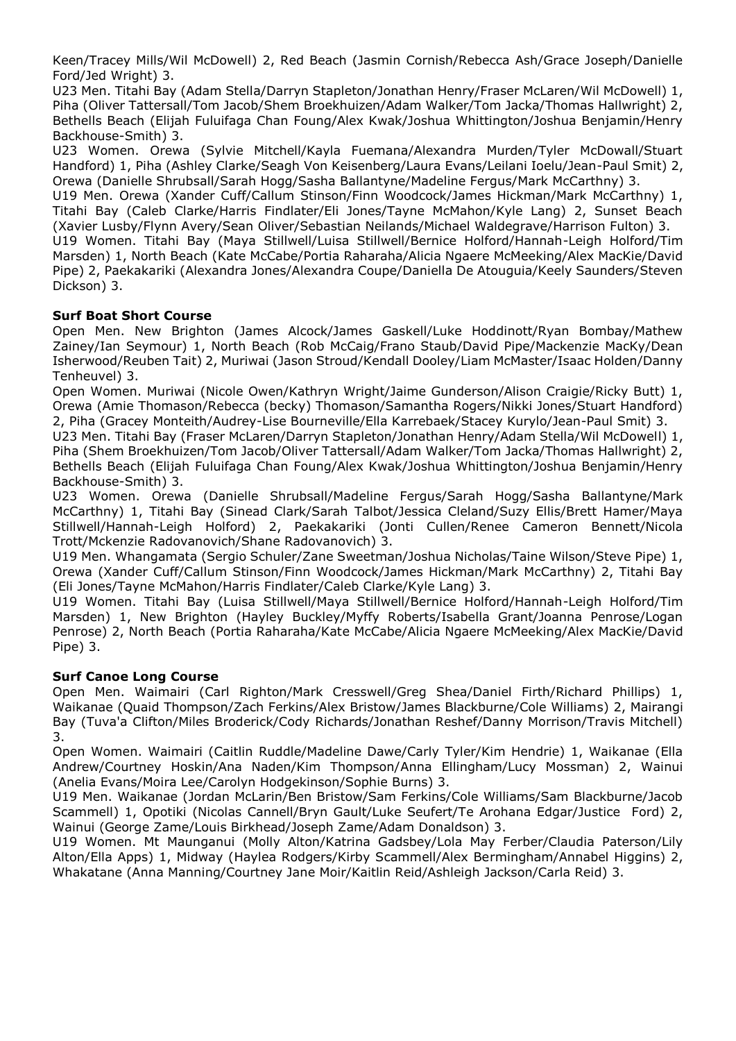Keen/Tracey Mills/Wil McDowell) 2, Red Beach (Jasmin Cornish/Rebecca Ash/Grace Joseph/Danielle Ford/Jed Wright) 3.
U23 Men. Titahi Bay (Adam Stella/Darryn Stapleton/Jonathan Henry/Fraser McLaren/Wil McDowell) 1, Piha (Oliver Tattersall/Tom Jacob/Shem Broekhuizen/Adam Walker/Tom Jacka/Thomas Hallwright) 2, Bethells Beach (Elijah Fuluifaga Chan Foung/Alex Kwak/Joshua Whittington/Joshua Benjamin/Henry Backhouse-Smith) 3.
U23 Women. Orewa (Sylvie Mitchell/Kayla Fuemana/Alexandra Murden/Tyler McDowall/Stuart Handford) 1, Piha (Ashley Clarke/Seagh Von Keisenberg/Laura Evans/Leilani Ioelu/Jean-Paul Smit) 2, Orewa (Danielle Shrubsall/Sarah Hogg/Sasha Ballantyne/Madeline Fergus/Mark McCarthny) 3.
U19 Men. Orewa (Xander Cuff/Callum Stinson/Finn Woodcock/James Hickman/Mark McCarthny) 1, Titahi Bay (Caleb Clarke/Harris Findlater/Eli Jones/Tayne McMahon/Kyle Lang) 2, Sunset Beach (Xavier Lusby/Flynn Avery/Sean Oliver/Sebastian Neilands/Michael Waldegrave/Harrison Fulton) 3.
U19 Women. Titahi Bay (Maya Stillwell/Luisa Stillwell/Bernice Holford/Hannah-Leigh Holford/Tim Marsden) 1, North Beach (Kate McCabe/Portia Raharaha/Alicia Ngaere McMeeking/Alex MacKie/David Pipe) 2, Paekakariki (Alexandra Jones/Alexandra Coupe/Daniella De Atouguia/Keely Saunders/Steven Dickson) 3.

**Surf Boat Short Course**

Open Men. New Brighton (James Alcock/James Gaskell/Luke Hoddinott/Ryan Bombay/Mathew Zainey/Ian Seymour) 1, North Beach (Rob McCaig/Frano Staub/David Pipe/Mackenzie MacKy/Dean Isherwood/Reuben Tait) 2, Muriwai (Jason Stroud/Kendall Dooley/Liam McMaster/Isaac Holden/Danny Tenheuvel) 3.
Open Women. Muriwai (Nicole Owen/Kathryn Wright/Jaime Gunderson/Alison Craigie/Ricky Butt) 1, Orewa (Amie Thomason/Rebecca (becky) Thomason/Samantha Rogers/Nikki Jones/Stuart Handford) 2, Piha (Gracey Monteith/Audrey-Lise Bourneville/Ella Karrebaek/Stacey Kurylo/Jean-Paul Smit) 3.
U23 Men. Titahi Bay (Fraser McLaren/Darryn Stapleton/Jonathan Henry/Adam Stella/Wil McDowell) 1, Piha (Shem Broekhuizen/Tom Jacob/Oliver Tattersall/Adam Walker/Tom Jacka/Thomas Hallwright) 2, Bethells Beach (Elijah Fuluifaga Chan Foung/Alex Kwak/Joshua Whittington/Joshua Benjamin/Henry Backhouse-Smith) 3.
U23 Women. Orewa (Danielle Shrubsall/Madeline Fergus/Sarah Hogg/Sasha Ballantyne/Mark McCarthny) 1, Titahi Bay (Sinead Clark/Sarah Talbot/Jessica Cleland/Suzy Ellis/Brett Hamer/Maya Stillwell/Hannah-Leigh Holford) 2, Paekakariki (Jonti Cullen/Renee Cameron Bennett/Nicola Trott/Mckenzie Radovanovich/Shane Radovanovich) 3.
U19 Men. Whangamata (Sergio Schuler/Zane Sweetman/Joshua Nicholas/Taine Wilson/Steve Pipe) 1, Orewa (Xander Cuff/Callum Stinson/Finn Woodcock/James Hickman/Mark McCarthny) 2, Titahi Bay (Eli Jones/Tayne McMahon/Harris Findlater/Caleb Clarke/Kyle Lang) 3.
U19 Women. Titahi Bay (Luisa Stillwell/Maya Stillwell/Bernice Holford/Hannah-Leigh Holford/Tim Marsden) 1, New Brighton (Hayley Buckley/Myffy Roberts/Isabella Grant/Joanna Penrose/Logan Penrose) 2, North Beach (Portia Raharaha/Kate McCabe/Alicia Ngaere McMeeking/Alex MacKie/David Pipe) 3.

**Surf Canoe Long Course**

Open Men. Waimairi (Carl Righton/Mark Cresswell/Greg Shea/Daniel Firth/Richard Phillips) 1, Waikanae (Quaid Thompson/Zach Ferkins/Alex Bristow/James Blackburne/Cole Williams) 2, Mairangi Bay (Tuva'a Clifton/Miles Broderick/Cody Richards/Jonathan Reshef/Danny Morrison/Travis Mitchell) 3.
Open Women. Waimairi (Caitlin Ruddle/Madeline Dawe/Carly Tyler/Kim Hendrie) 1, Waikanae (Ella Andrew/Courtney Hoskin/Ana Naden/Kim Thompson/Anna Ellingham/Lucy Mossman) 2, Wainui (Anelia Evans/Moira Lee/Carolyn Hodgekinson/Sophie Burns) 3.
U19 Men. Waikanae (Jordan McLarin/Ben Bristow/Sam Ferkins/Cole Williams/Sam Blackburne/Jacob Scammell) 1, Opotiki (Nicolas Cannell/Bryn Gault/Luke Seufert/Te Arohana Edgar/Justice Ford) 2, Wainui (George Zame/Louis Birkhead/Joseph Zame/Adam Donaldson) 3.
U19 Women. Mt Maunganui (Molly Alton/Katrina Gadsbey/Lola May Ferber/Claudia Paterson/Lily Alton/Ella Apps) 1, Midway (Haylea Rodgers/Kirby Scammell/Alex Bermingham/Annabel Higgins) 2, Whakatane (Anna Manning/Courtney Jane Moir/Kaitlin Reid/Ashleigh Jackson/Carla Reid) 3.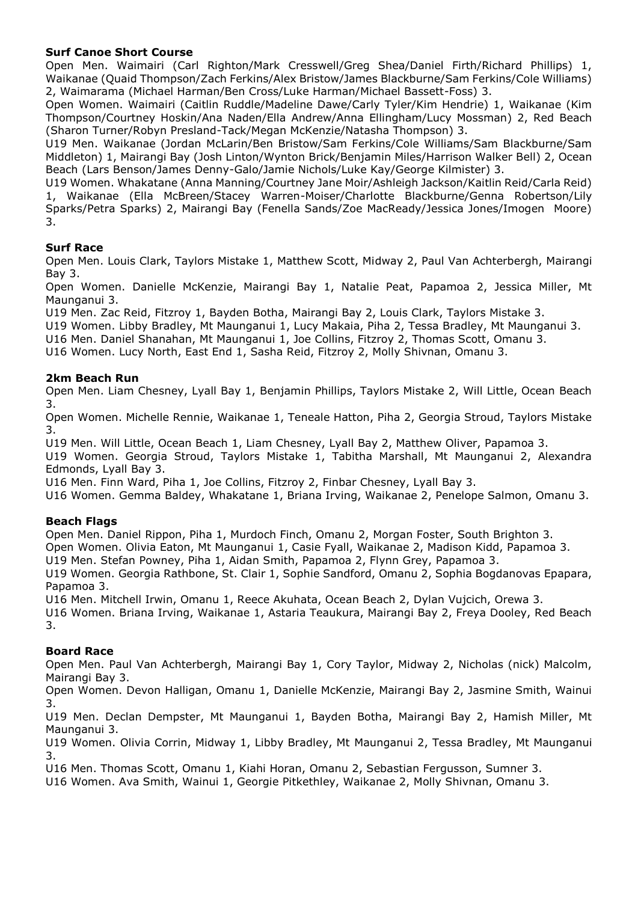**Surf Canoe Short Course**

Open Men. Waimairi (Carl Righton/Mark Cresswell/Greg Shea/Daniel Firth/Richard Phillips) 1, Waikanae (Quaid Thompson/Zach Ferkins/Alex Bristow/James Blackburne/Sam Ferkins/Cole Williams) 2, Waimarama (Michael Harman/Ben Cross/Luke Harman/Michael Bassett-Foss) 3.

Open Women. Waimairi (Caitlin Ruddle/Madeline Dawe/Carly Tyler/Kim Hendrie) 1, Waikanae (Kim Thompson/Courtney Hoskin/Ana Naden/Ella Andrew/Anna Ellingham/Lucy Mossman) 2, Red Beach (Sharon Turner/Robyn Presland-Tack/Megan McKenzie/Natasha Thompson) 3.

U19 Men. Waikanae (Jordan McLarin/Ben Bristow/Sam Ferkins/Cole Williams/Sam Blackburne/Sam Middleton) 1, Mairangi Bay (Josh Linton/Wynton Brick/Benjamin Miles/Harrison Walker Bell) 2, Ocean Beach (Lars Benson/James Denny-Galo/Jamie Nichols/Luke Kay/George Kilmister) 3.

U19 Women. Whakatane (Anna Manning/Courtney Jane Moir/Ashleigh Jackson/Kaitlin Reid/Carla Reid) 1, Waikanae (Ella McBreen/Stacey Warren-Moiser/Charlotte Blackburne/Genna Robertson/Lily Sparks/Petra Sparks) 2, Mairangi Bay (Fenella Sands/Zoe MacReady/Jessica Jones/Imogen Moore) 3.

**Surf Race**

Open Men. Louis Clark, Taylors Mistake 1, Matthew Scott, Midway 2, Paul Van Achterbergh, Mairangi Bay 3.

Open Women. Danielle McKenzie, Mairangi Bay 1, Natalie Peat, Papamoa 2, Jessica Miller, Mt Maunganui 3.

U19 Men. Zac Reid, Fitzroy 1, Bayden Botha, Mairangi Bay 2, Louis Clark, Taylors Mistake 3.

U19 Women. Libby Bradley, Mt Maunganui 1, Lucy Makaia, Piha 2, Tessa Bradley, Mt Maunganui 3.

U16 Men. Daniel Shanahan, Mt Maunganui 1, Joe Collins, Fitzroy 2, Thomas Scott, Omanu 3.

U16 Women. Lucy North, East End 1, Sasha Reid, Fitzroy 2, Molly Shivnan, Omanu 3.

**2km Beach Run**

Open Men. Liam Chesney, Lyall Bay 1, Benjamin Phillips, Taylors Mistake 2, Will Little, Ocean Beach 3.

Open Women. Michelle Rennie, Waikanae 1, Teneale Hatton, Piha 2, Georgia Stroud, Taylors Mistake 3.

U19 Men. Will Little, Ocean Beach 1, Liam Chesney, Lyall Bay 2, Matthew Oliver, Papamoa 3.

U19 Women. Georgia Stroud, Taylors Mistake 1, Tabitha Marshall, Mt Maunganui 2, Alexandra Edmonds, Lyall Bay 3.

U16 Men. Finn Ward, Piha 1, Joe Collins, Fitzroy 2, Finbar Chesney, Lyall Bay 3.

U16 Women. Gemma Baldey, Whakatane 1, Briana Irving, Waikanae 2, Penelope Salmon, Omanu 3.

**Beach Flags**

Open Men. Daniel Rippon, Piha 1, Murdoch Finch, Omanu 2, Morgan Foster, South Brighton 3.

Open Women. Olivia Eaton, Mt Maunganui 1, Casie Fyall, Waikanae 2, Madison Kidd, Papamoa 3.

U19 Men. Stefan Powney, Piha 1, Aidan Smith, Papamoa 2, Flynn Grey, Papamoa 3.

U19 Women. Georgia Rathbone, St. Clair 1, Sophie Sandford, Omanu 2, Sophia Bogdanovas Epapara, Papamoa 3.

U16 Men. Mitchell Irwin, Omanu 1, Reece Akuhata, Ocean Beach 2, Dylan Vujcich, Orewa 3.

U16 Women. Briana Irving, Waikanae 1, Astaria Teaukura, Mairangi Bay 2, Freya Dooley, Red Beach 3.

**Board Race**

Open Men. Paul Van Achterbergh, Mairangi Bay 1, Cory Taylor, Midway 2, Nicholas (nick) Malcolm, Mairangi Bay 3.

Open Women. Devon Halligan, Omanu 1, Danielle McKenzie, Mairangi Bay 2, Jasmine Smith, Wainui 3.

U19 Men. Declan Dempster, Mt Maunganui 1, Bayden Botha, Mairangi Bay 2, Hamish Miller, Mt Maunganui 3.

U19 Women. Olivia Corrin, Midway 1, Libby Bradley, Mt Maunganui 2, Tessa Bradley, Mt Maunganui 3.

U16 Men. Thomas Scott, Omanu 1, Kiahi Horan, Omanu 2, Sebastian Fergusson, Sumner 3.

U16 Women. Ava Smith, Wainui 1, Georgie Pitkethley, Waikanae 2, Molly Shivnan, Omanu 3.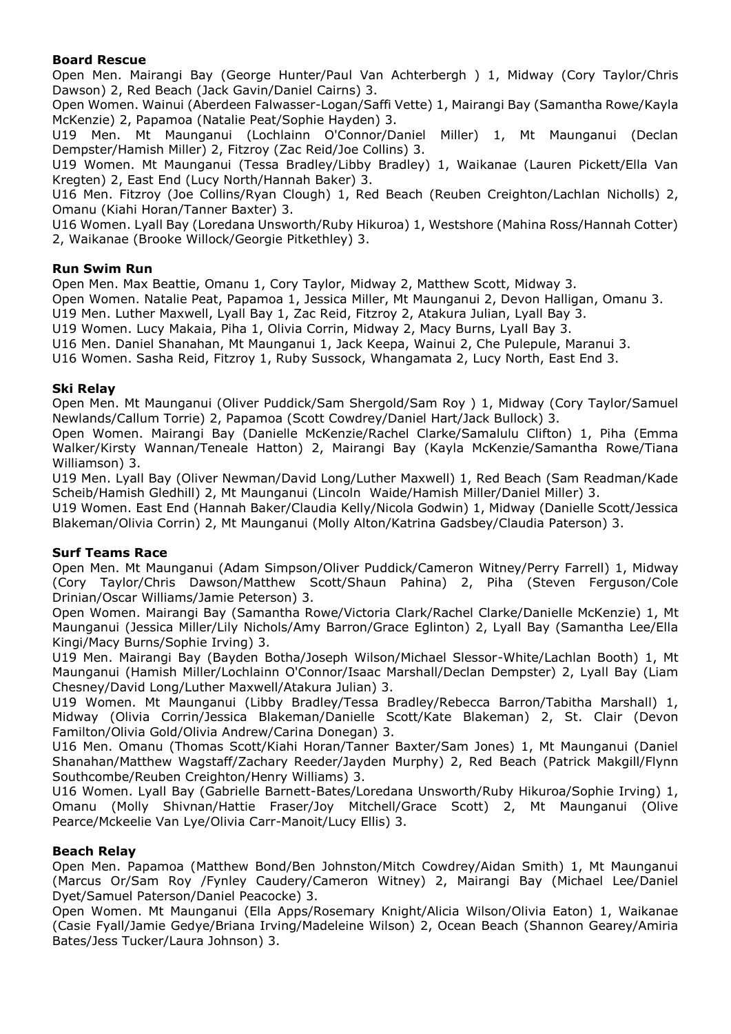**Board Rescue**

Open Men. Mairangi Bay (George Hunter/Paul Van Achterbergh ) 1, Midway (Cory Taylor/Chris Dawson) 2, Red Beach (Jack Gavin/Daniel Cairns) 3.

Open Women. Wainui (Aberdeen Falwasser-Logan/Saffi Vette) 1, Mairangi Bay (Samantha Rowe/Kayla McKenzie) 2, Papamoa (Natalie Peat/Sophie Hayden) 3.

U19 Men. Mt Maunganui (Lochlainn O'Connor/Daniel Miller) 1, Mt Maunganui (Declan Dempster/Hamish Miller) 2, Fitzroy (Zac Reid/Joe Collins) 3.

U19 Women. Mt Maunganui (Tessa Bradley/Libby Bradley) 1, Waikanae (Lauren Pickett/Ella Van Kregten) 2, East End (Lucy North/Hannah Baker) 3.

U16 Men. Fitzroy (Joe Collins/Ryan Clough) 1, Red Beach (Reuben Creighton/Lachlan Nicholls) 2, Omanu (Kiahi Horan/Tanner Baxter) 3.

U16 Women. Lyall Bay (Loredana Unsworth/Ruby Hikuroa) 1, Westshore (Mahina Ross/Hannah Cotter) 2, Waikanae (Brooke Willock/Georgie Pitkethley) 3.

**Run Swim Run**

Open Men. Max Beattie, Omanu 1, Cory Taylor, Midway 2, Matthew Scott, Midway 3.

Open Women. Natalie Peat, Papamoa 1, Jessica Miller, Mt Maunganui 2, Devon Halligan, Omanu 3.

U19 Men. Luther Maxwell, Lyall Bay 1, Zac Reid, Fitzroy 2, Atakura Julian, Lyall Bay 3.

U19 Women. Lucy Makaia, Piha 1, Olivia Corrin, Midway 2, Macy Burns, Lyall Bay 3.

U16 Men. Daniel Shanahan, Mt Maunganui 1, Jack Keepa, Wainui 2, Che Pulepule, Maranui 3.

U16 Women. Sasha Reid, Fitzroy 1, Ruby Sussock, Whangamata 2, Lucy North, East End 3.

**Ski Relay**

Open Men. Mt Maunganui (Oliver Puddick/Sam Shergold/Sam Roy ) 1, Midway (Cory Taylor/Samuel Newlands/Callum Torrie) 2, Papamoa (Scott Cowdrey/Daniel Hart/Jack Bullock) 3.

Open Women. Mairangi Bay (Danielle McKenzie/Rachel Clarke/Samalulu Clifton) 1, Piha (Emma Walker/Kirsty Wannan/Teneale Hatton) 2, Mairangi Bay (Kayla McKenzie/Samantha Rowe/Tiana Williamson) 3.

U19 Men. Lyall Bay (Oliver Newman/David Long/Luther Maxwell) 1, Red Beach (Sam Readman/Kade Scheib/Hamish Gledhill) 2, Mt Maunganui (Lincoln Waide/Hamish Miller/Daniel Miller) 3.

U19 Women. East End (Hannah Baker/Claudia Kelly/Nicola Godwin) 1, Midway (Danielle Scott/Jessica Blakeman/Olivia Corrin) 2, Mt Maunganui (Molly Alton/Katrina Gadsbey/Claudia Paterson) 3.

**Surf Teams Race**

Open Men. Mt Maunganui (Adam Simpson/Oliver Puddick/Cameron Witney/Perry Farrell) 1, Midway (Cory Taylor/Chris Dawson/Matthew Scott/Shaun Pahina) 2, Piha (Steven Ferguson/Cole Drinian/Oscar Williams/Jamie Peterson) 3.

Open Women. Mairangi Bay (Samantha Rowe/Victoria Clark/Rachel Clarke/Danielle McKenzie) 1, Mt Maunganui (Jessica Miller/Lily Nichols/Amy Barron/Grace Eglinton) 2, Lyall Bay (Samantha Lee/Ella Kingi/Macy Burns/Sophie Irving) 3.

U19 Men. Mairangi Bay (Bayden Botha/Joseph Wilson/Michael Slessor-White/Lachlan Booth) 1, Mt Maunganui (Hamish Miller/Lochlainn O'Connor/Isaac Marshall/Declan Dempster) 2, Lyall Bay (Liam Chesney/David Long/Luther Maxwell/Atakura Julian) 3.

U19 Women. Mt Maunganui (Libby Bradley/Tessa Bradley/Rebecca Barron/Tabitha Marshall) 1, Midway (Olivia Corrin/Jessica Blakeman/Danielle Scott/Kate Blakeman) 2, St. Clair (Devon Familton/Olivia Gold/Olivia Andrew/Carina Donegan) 3.

U16 Men. Omanu (Thomas Scott/Kiahi Horan/Tanner Baxter/Sam Jones) 1, Mt Maunganui (Daniel Shanahan/Matthew Wagstaff/Zachary Reeder/Jayden Murphy) 2, Red Beach (Patrick Makgill/Flynn Southcombe/Reuben Creighton/Henry Williams) 3.

U16 Women. Lyall Bay (Gabrielle Barnett-Bates/Loredana Unsworth/Ruby Hikuroa/Sophie Irving) 1, Omanu (Molly Shivnan/Hattie Fraser/Joy Mitchell/Grace Scott) 2, Mt Maunganui (Olive Pearce/Mckeelie Van Lye/Olivia Carr-Manoit/Lucy Ellis) 3.

**Beach Relay**

Open Men. Papamoa (Matthew Bond/Ben Johnston/Mitch Cowdrey/Aidan Smith) 1, Mt Maunganui (Marcus Or/Sam Roy /Fynley Caudery/Cameron Witney) 2, Mairangi Bay (Michael Lee/Daniel Dyet/Samuel Paterson/Daniel Peacocke) 3.

Open Women. Mt Maunganui (Ella Apps/Rosemary Knight/Alicia Wilson/Olivia Eaton) 1, Waikanae (Casie Fyall/Jamie Gedye/Briana Irving/Madeleine Wilson) 2, Ocean Beach (Shannon Gearey/Amiria Bates/Jess Tucker/Laura Johnson) 3.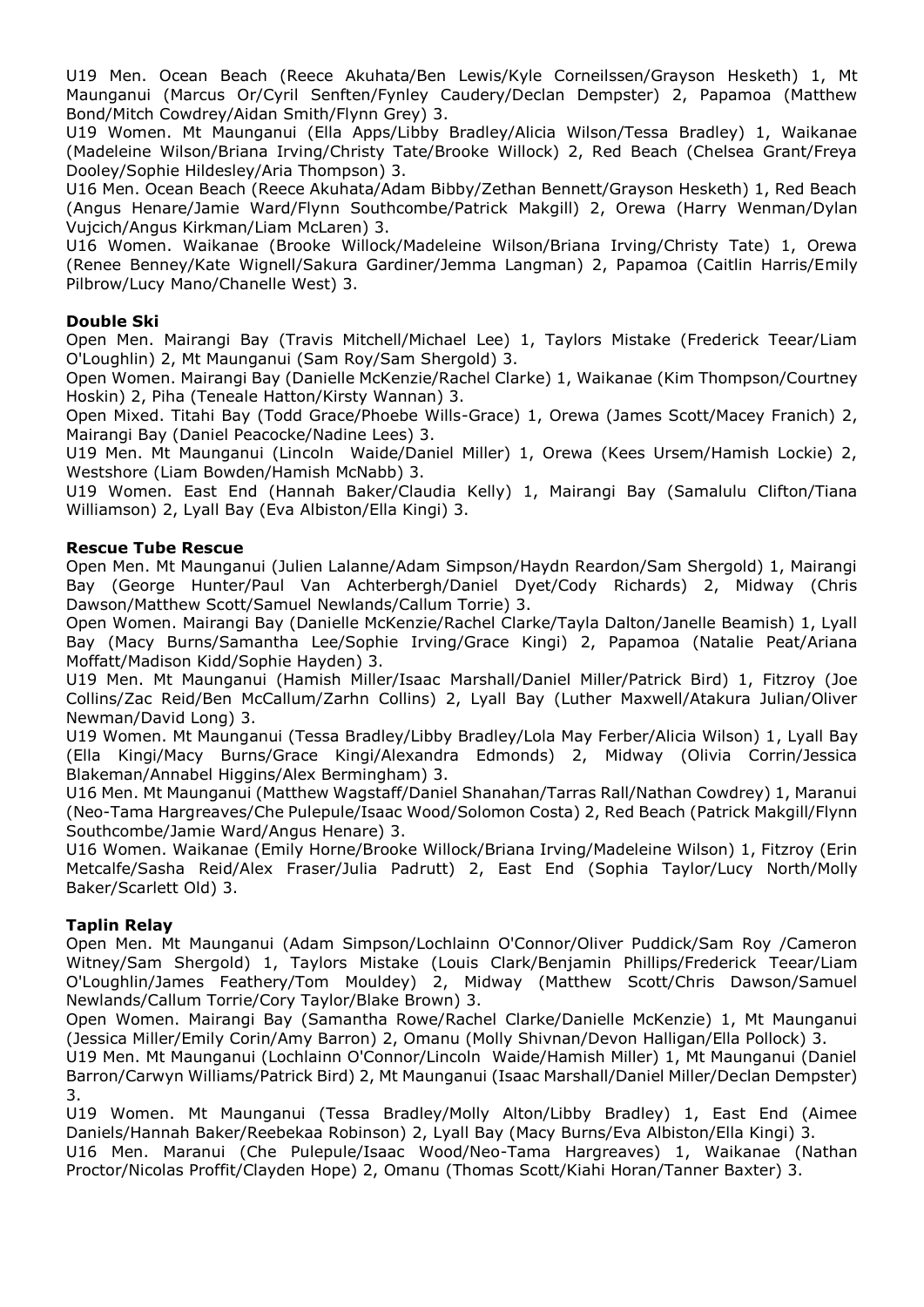U19 Men. Ocean Beach (Reece Akuhata/Ben Lewis/Kyle Corneilssen/Grayson Hesketh) 1, Mt Maunganui (Marcus Or/Cyril Senften/Fynley Caudery/Declan Dempster) 2, Papamoa (Matthew Bond/Mitch Cowdrey/Aidan Smith/Flynn Grey) 3.
U19 Women. Mt Maunganui (Ella Apps/Libby Bradley/Alicia Wilson/Tessa Bradley) 1, Waikanae (Madeleine Wilson/Briana Irving/Christy Tate/Brooke Willock) 2, Red Beach (Chelsea Grant/Freya Dooley/Sophie Hildesley/Aria Thompson) 3.
U16 Men. Ocean Beach (Reece Akuhata/Adam Bibby/Zethan Bennett/Grayson Hesketh) 1, Red Beach (Angus Henare/Jamie Ward/Flynn Southcombe/Patrick Makgill) 2, Orewa (Harry Wenman/Dylan Vujcich/Angus Kirkman/Liam McLaren) 3.
U16 Women. Waikanae (Brooke Willock/Madeleine Wilson/Briana Irving/Christy Tate) 1, Orewa (Renee Benney/Kate Wignell/Sakura Gardiner/Jemma Langman) 2, Papamoa (Caitlin Harris/Emily Pilbrow/Lucy Mano/Chanelle West) 3.

**Double Ski**
Open Men. Mairangi Bay (Travis Mitchell/Michael Lee) 1, Taylors Mistake (Frederick Teear/Liam O'Loughlin) 2, Mt Maunganui (Sam Roy/Sam Shergold) 3.
Open Women. Mairangi Bay (Danielle McKenzie/Rachel Clarke) 1, Waikanae (Kim Thompson/Courtney Hoskin) 2, Piha (Teneale Hatton/Kirsty Wannan) 3.
Open Mixed. Titahi Bay (Todd Grace/Phoebe Wills-Grace) 1, Orewa (James Scott/Macey Franich) 2, Mairangi Bay (Daniel Peacocke/Nadine Lees) 3.
U19 Men. Mt Maunganui (Lincoln Waide/Daniel Miller) 1, Orewa (Kees Ursem/Hamish Lockie) 2, Westshore (Liam Bowden/Hamish McNabb) 3.
U19 Women. East End (Hannah Baker/Claudia Kelly) 1, Mairangi Bay (Samalulu Clifton/Tiana Williamson) 2, Lyall Bay (Eva Albiston/Ella Kingi) 3.

**Rescue Tube Rescue**
Open Men. Mt Maunganui (Julien Lalanne/Adam Simpson/Haydn Reardon/Sam Shergold) 1, Mairangi Bay (George Hunter/Paul Van Achterbergh/Daniel Dyet/Cody Richards) 2, Midway (Chris Dawson/Matthew Scott/Samuel Newlands/Callum Torrie) 3.
Open Women. Mairangi Bay (Danielle McKenzie/Rachel Clarke/Tayla Dalton/Janelle Beamish) 1, Lyall Bay (Macy Burns/Samantha Lee/Sophie Irving/Grace Kingi) 2, Papamoa (Natalie Peat/Ariana Moffatt/Madison Kidd/Sophie Hayden) 3.
U19 Men. Mt Maunganui (Hamish Miller/Isaac Marshall/Daniel Miller/Patrick Bird) 1, Fitzroy (Joe Collins/Zac Reid/Ben McCallum/Zarhn Collins) 2, Lyall Bay (Luther Maxwell/Atakura Julian/Oliver Newman/David Long) 3.
U19 Women. Mt Maunganui (Tessa Bradley/Libby Bradley/Lola May Ferber/Alicia Wilson) 1, Lyall Bay (Ella Kingi/Macy Burns/Grace Kingi/Alexandra Edmonds) 2, Midway (Olivia Corrin/Jessica Blakeman/Annabel Higgins/Alex Bermingham) 3.
U16 Men. Mt Maunganui (Matthew Wagstaff/Daniel Shanahan/Tarras Rall/Nathan Cowdrey) 1, Maranui (Neo-Tama Hargreaves/Che Pulepule/Isaac Wood/Solomon Costa) 2, Red Beach (Patrick Makgill/Flynn Southcombe/Jamie Ward/Angus Henare) 3.
U16 Women. Waikanae (Emily Horne/Brooke Willock/Briana Irving/Madeleine Wilson) 1, Fitzroy (Erin Metcalfe/Sasha Reid/Alex Fraser/Julia Padrutt) 2, East End (Sophia Taylor/Lucy North/Molly Baker/Scarlett Old) 3.

**Taplin Relay**
Open Men. Mt Maunganui (Adam Simpson/Lochlainn O'Connor/Oliver Puddick/Sam Roy /Cameron Witney/Sam Shergold) 1, Taylors Mistake (Louis Clark/Benjamin Phillips/Frederick Teear/Liam O'Loughlin/James Feathery/Tom Mouldey) 2, Midway (Matthew Scott/Chris Dawson/Samuel Newlands/Callum Torrie/Cory Taylor/Blake Brown) 3.
Open Women. Mairangi Bay (Samantha Rowe/Rachel Clarke/Danielle McKenzie) 1, Mt Maunganui (Jessica Miller/Emily Corin/Amy Barron) 2, Omanu (Molly Shivnan/Devon Halligan/Ella Pollock) 3.
U19 Men. Mt Maunganui (Lochlainn O'Connor/Lincoln Waide/Hamish Miller) 1, Mt Maunganui (Daniel Barron/Carwyn Williams/Patrick Bird) 2, Mt Maunganui (Isaac Marshall/Daniel Miller/Declan Dempster) 3.
U19 Women. Mt Maunganui (Tessa Bradley/Molly Alton/Libby Bradley) 1, East End (Aimee Daniels/Hannah Baker/Reebekaa Robinson) 2, Lyall Bay (Macy Burns/Eva Albiston/Ella Kingi) 3.
U16 Men. Maranui (Che Pulepule/Isaac Wood/Neo-Tama Hargreaves) 1, Waikanae (Nathan Proctor/Nicolas Proffit/Clayden Hope) 2, Omanu (Thomas Scott/Kiahi Horan/Tanner Baxter) 3.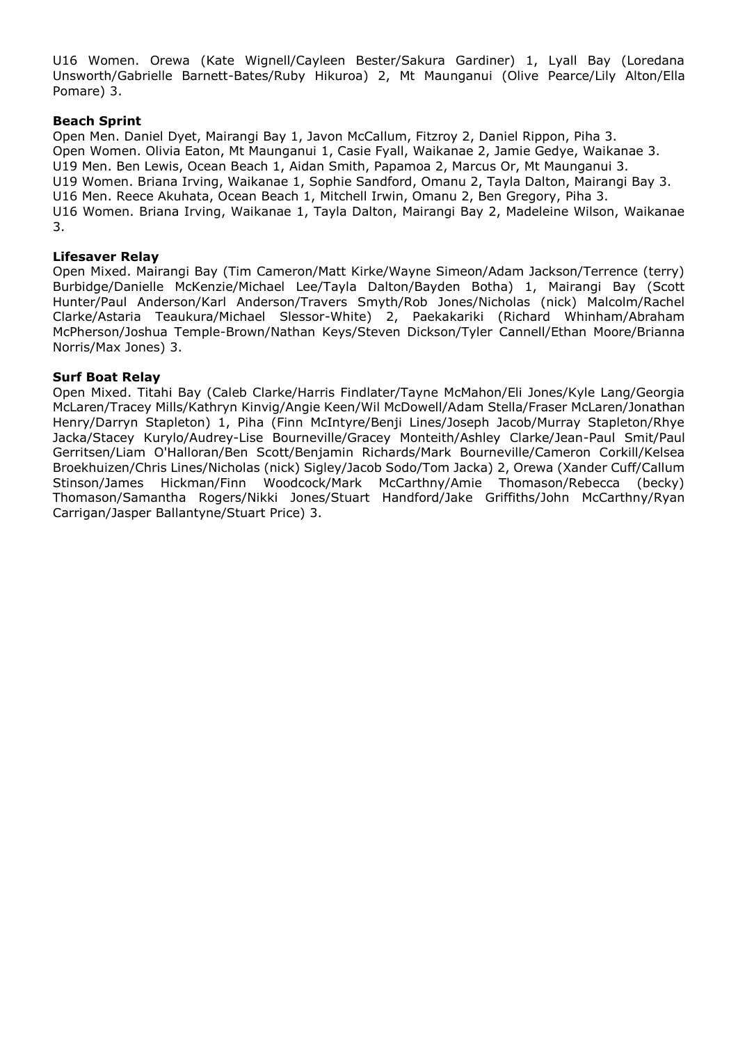U16 Women. Orewa (Kate Wignell/Cayleen Bester/Sakura Gardiner) 1, Lyall Bay (Loredana Unsworth/Gabrielle Barnett-Bates/Ruby Hikuroa) 2, Mt Maunganui (Olive Pearce/Lily Alton/Ella Pomare) 3.

**Beach Sprint**

Open Men. Daniel Dyet, Mairangi Bay 1, Javon McCallum, Fitzroy 2, Daniel Rippon, Piha 3.
Open Women. Olivia Eaton, Mt Maunganui 1, Casie Fyall, Waikanae 2, Jamie Gedye, Waikanae 3.
U19 Men. Ben Lewis, Ocean Beach 1, Aidan Smith, Papamoa 2, Marcus Or, Mt Maunganui 3.
U19 Women. Briana Irving, Waikanae 1, Sophie Sandford, Omanu 2, Tayla Dalton, Mairangi Bay 3.
U16 Men. Reece Akuhata, Ocean Beach 1, Mitchell Irwin, Omanu 2, Ben Gregory, Piha 3.
U16 Women. Briana Irving, Waikanae 1, Tayla Dalton, Mairangi Bay 2, Madeleine Wilson, Waikanae 3.

**Lifesaver Relay**

Open Mixed. Mairangi Bay (Tim Cameron/Matt Kirke/Wayne Simeon/Adam Jackson/Terrence (terry) Burbidge/Danielle McKenzie/Michael Lee/Tayla Dalton/Bayden Botha) 1, Mairangi Bay (Scott Hunter/Paul Anderson/Karl Anderson/Travers Smyth/Rob Jones/Nicholas (nick) Malcolm/Rachel Clarke/Astaria Teaukura/Michael Slessor-White) 2, Paekakariki (Richard Whinham/Abraham McPherson/Joshua Temple-Brown/Nathan Keys/Steven Dickson/Tyler Cannell/Ethan Moore/Brianna Norris/Max Jones) 3.

**Surf Boat Relay**

Open Mixed. Titahi Bay (Caleb Clarke/Harris Findlater/Tayne McMahon/Eli Jones/Kyle Lang/Georgia McLaren/Tracey Mills/Kathryn Kinvig/Angie Keen/Wil McDowell/Adam Stella/Fraser McLaren/Jonathan Henry/Darryn Stapleton) 1, Piha (Finn McIntyre/Benji Lines/Joseph Jacob/Murray Stapleton/Rhye Jacka/Stacey Kurylo/Audrey-Lise Bourneville/Gracey Monteith/Ashley Clarke/Jean-Paul Smit/Paul Gerritsen/Liam O'Halloran/Ben Scott/Benjamin Richards/Mark Bourneville/Cameron Corkill/Kelsea Broekhuizen/Chris Lines/Nicholas (nick) Sigley/Jacob Sodo/Tom Jacka) 2, Orewa (Xander Cuff/Callum Stinson/James Hickman/Finn Woodcock/Mark McCarthny/Amie Thomason/Rebecca (becky) Thomason/Samantha Rogers/Nikki Jones/Stuart Handford/Jake Griffiths/John McCarthny/Ryan Carrigan/Jasper Ballantyne/Stuart Price) 3.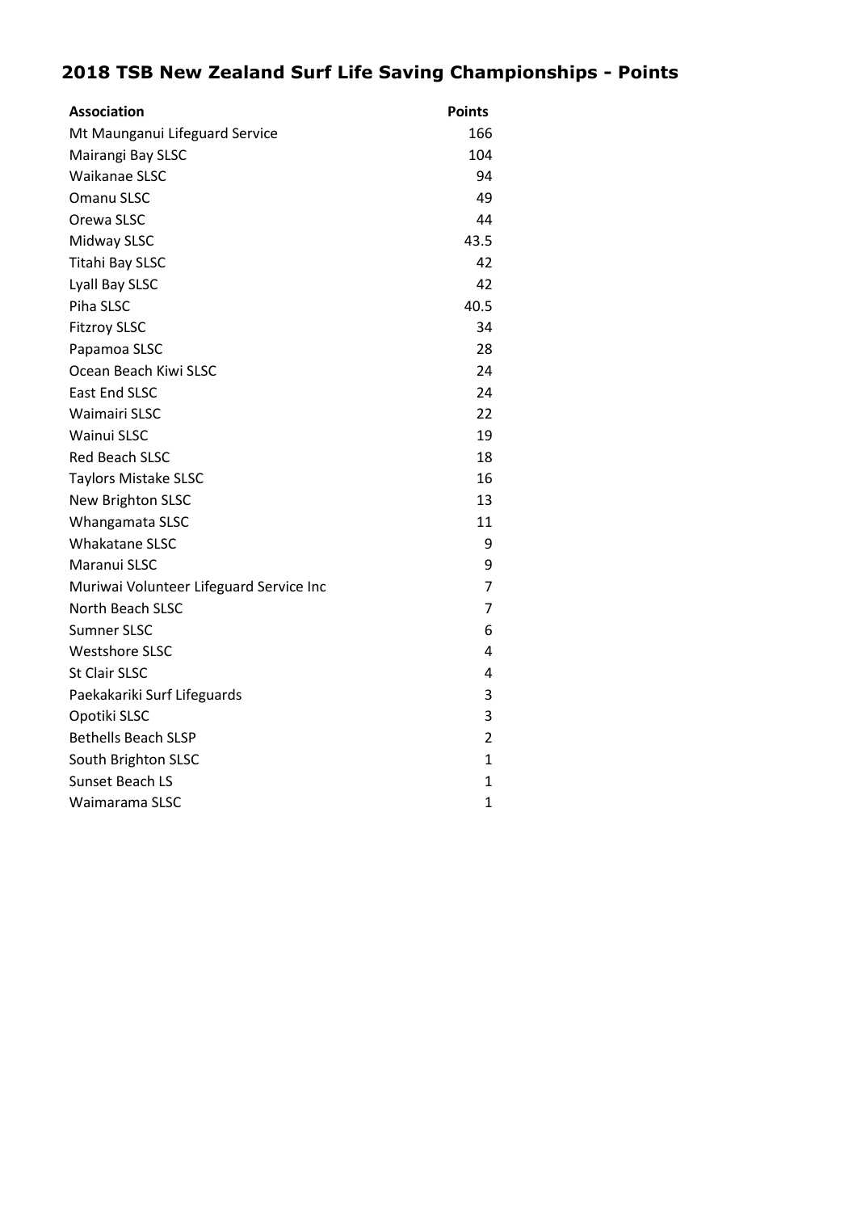## 2018 TSB New Zealand Surf Life Saving Championships - Points

| Association | Points |
|---|---|
| Mt Maunganui Lifeguard Service | 166 |
| Mairangi Bay SLSC | 104 |
| Waikanae SLSC | 94 |
| Omanu SLSC | 49 |
| Orewa SLSC | 44 |
| Midway SLSC | 43.5 |
| Titahi Bay SLSC | 42 |
| Lyall Bay SLSC | 42 |
| Piha SLSC | 40.5 |
| Fitzroy SLSC | 34 |
| Papamoa SLSC | 28 |
| Ocean Beach Kiwi SLSC | 24 |
| East End SLSC | 24 |
| Waimairi SLSC | 22 |
| Wainui SLSC | 19 |
| Red Beach SLSC | 18 |
| Taylors Mistake SLSC | 16 |
| New Brighton SLSC | 13 |
| Whangamata SLSC | 11 |
| Whakatane SLSC | 9 |
| Maranui SLSC | 9 |
| Muriwai Volunteer Lifeguard Service Inc | 7 |
| North Beach SLSC | 7 |
| Sumner SLSC | 6 |
| Westshore SLSC | 4 |
| St Clair SLSC | 4 |
| Paekakariki Surf Lifeguards | 3 |
| Opotiki SLSC | 3 |
| Bethells Beach SLSP | 2 |
| South Brighton SLSC | 1 |
| Sunset Beach LS | 1 |
| Waimarama SLSC | 1 |